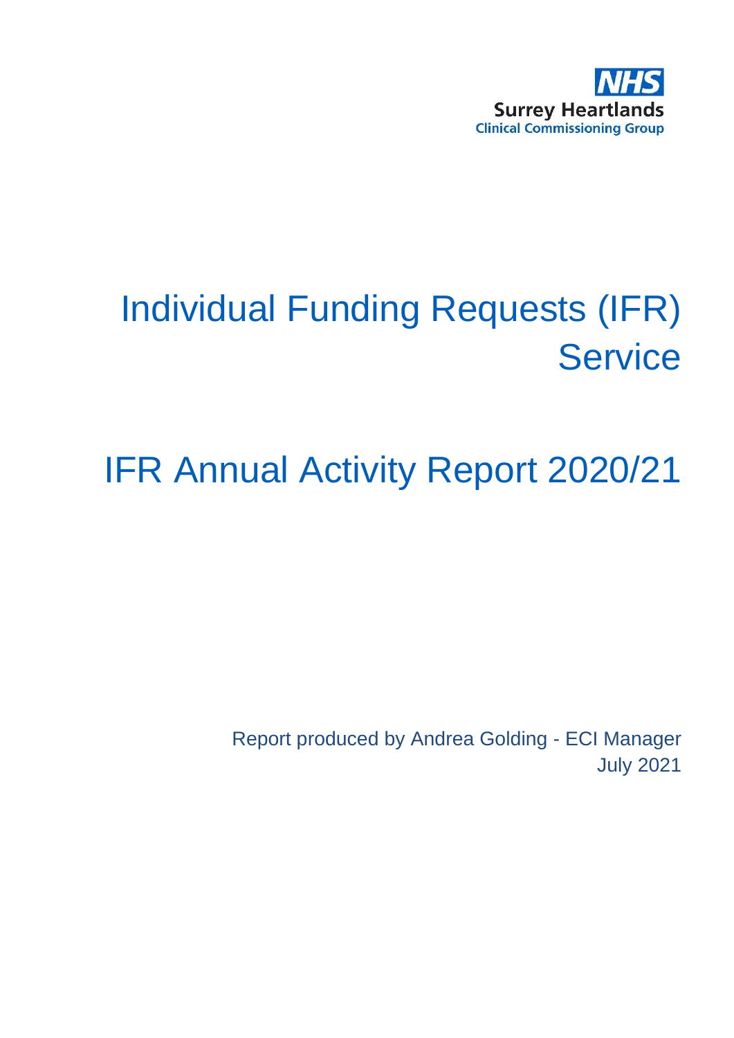NHS
Surrey Heartlands
Clinical Commissioning Group

# Individual Funding Requests (IFR) Service

# IFR Annual Activity Report 2020/21

Report produced by Andrea Golding - ECI Manager
July 2021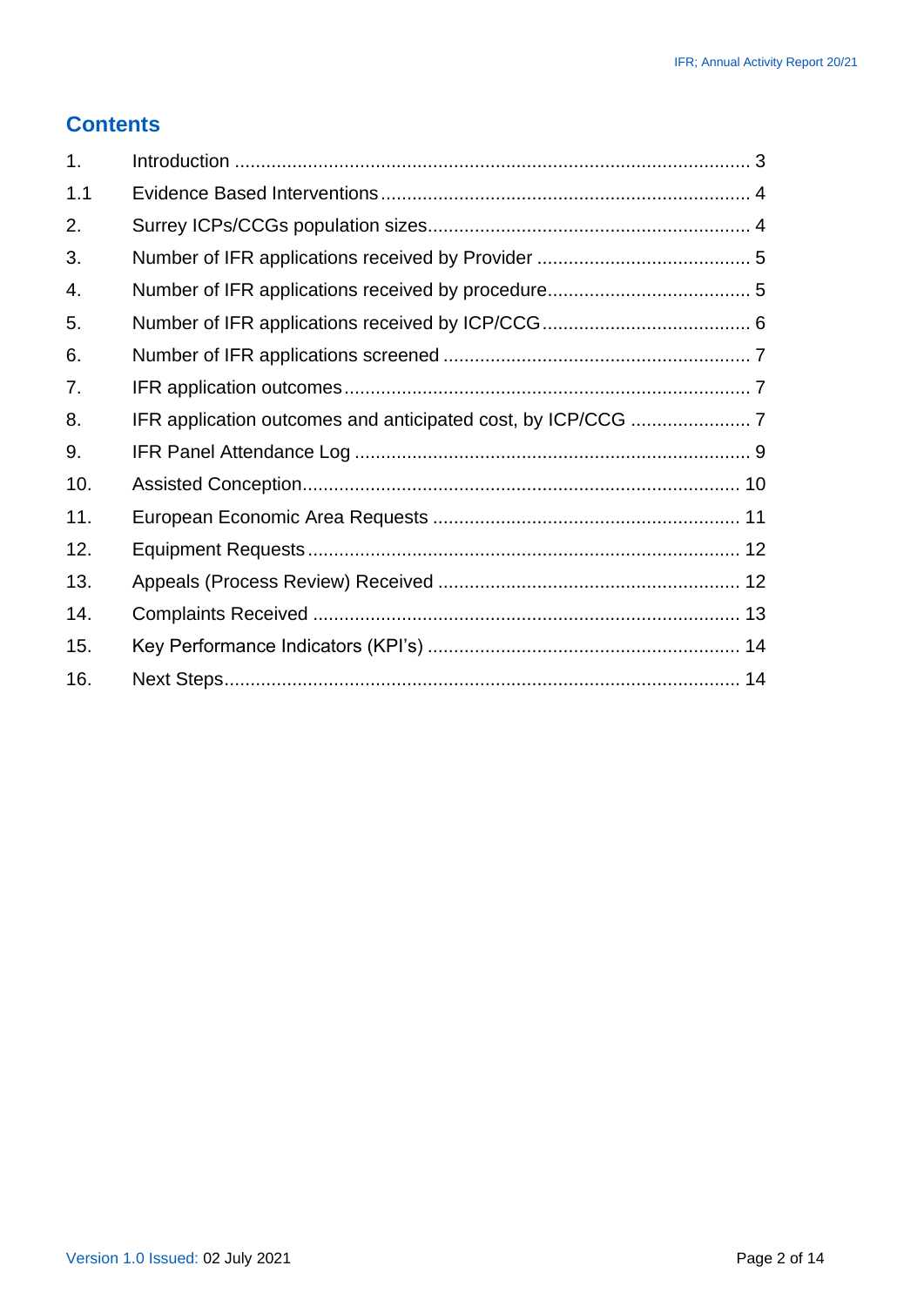# Contents

| | | |
|---|---|---|
| 1. | Introduction | 3 |
| 1.1 | Evidence Based Interventions | 4 |
| 2. | Surrey ICPs/CCGs population sizes | 4 |
| 3. | Number of IFR applications received by Provider | 5 |
| 4. | Number of IFR applications received by procedure | 5 |
| 5. | Number of IFR applications received by ICP/CCG | 6 |
| 6. | Number of IFR applications screened | 7 |
| 7. | IFR application outcomes | 7 |
| 8. | IFR application outcomes and anticipated cost, by ICP/CCG | 7 |
| 9. | IFR Panel Attendance Log | 9 |
| 10. | Assisted Conception | 10 |
| 11. | European Economic Area Requests | 11 |
| 12. | Equipment Requests | 12 |
| 13. | Appeals (Process Review) Received | 12 |
| 14. | Complaints Received | 13 |
| 15. | Key Performance Indicators (KPI's) | 14 |
| 16. | Next Steps | 14 |

Version 1.0 Issued: 02 July 2021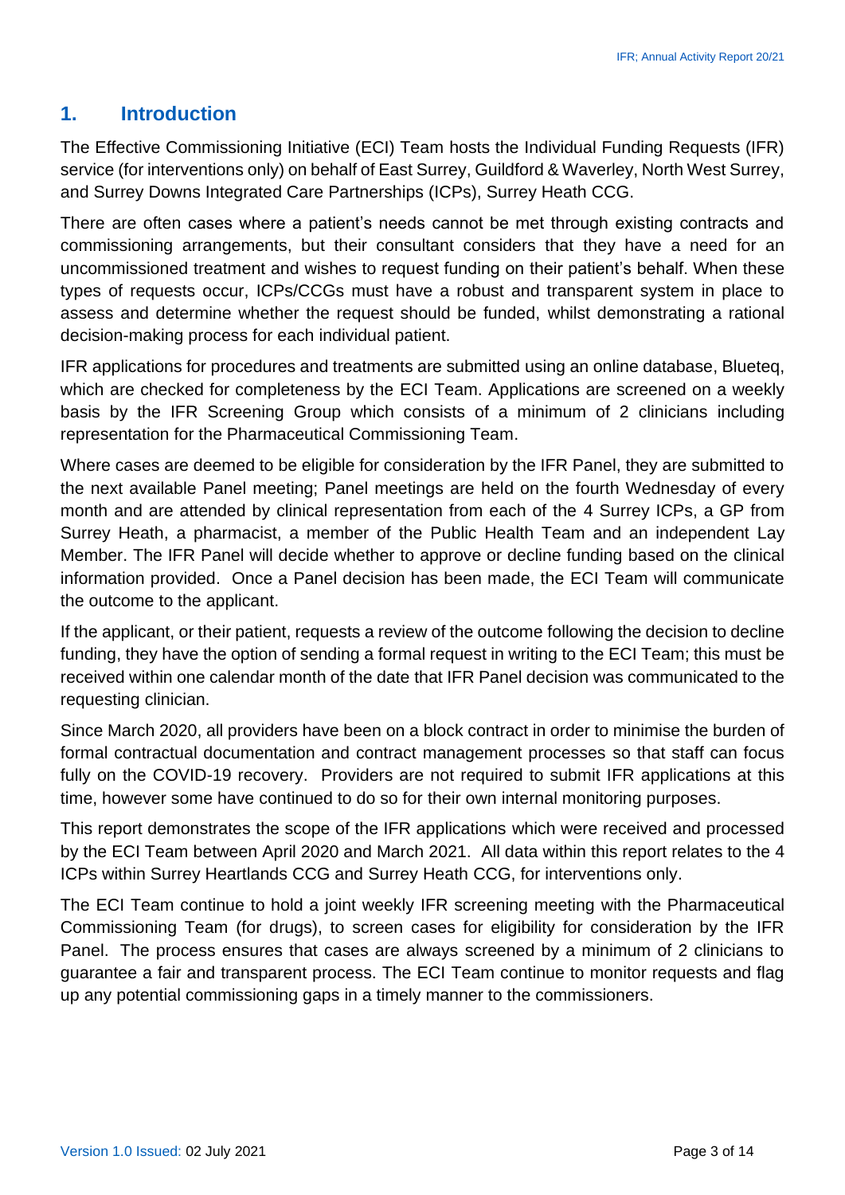## 1. Introduction

The Effective Commissioning Initiative (ECI) Team hosts the Individual Funding Requests (IFR) service (for interventions only) on behalf of East Surrey, Guildford & Waverley, North West Surrey, and Surrey Downs Integrated Care Partnerships (ICPs), Surrey Heath CCG.

There are often cases where a patient's needs cannot be met through existing contracts and commissioning arrangements, but their consultant considers that they have a need for an uncommissioned treatment and wishes to request funding on their patient's behalf. When these types of requests occur, ICPs/CCGs must have a robust and transparent system in place to assess and determine whether the request should be funded, whilst demonstrating a rational decision-making process for each individual patient.

IFR applications for procedures and treatments are submitted using an online database, Blueteq, which are checked for completeness by the ECI Team. Applications are screened on a weekly basis by the IFR Screening Group which consists of a minimum of 2 clinicians including representation for the Pharmaceutical Commissioning Team.

Where cases are deemed to be eligible for consideration by the IFR Panel, they are submitted to the next available Panel meeting; Panel meetings are held on the fourth Wednesday of every month and are attended by clinical representation from each of the 4 Surrey ICPs, a GP from Surrey Heath, a pharmacist, a member of the Public Health Team and an independent Lay Member. The IFR Panel will decide whether to approve or decline funding based on the clinical information provided. Once a Panel decision has been made, the ECI Team will communicate the outcome to the applicant.

If the applicant, or their patient, requests a review of the outcome following the decision to decline funding, they have the option of sending a formal request in writing to the ECI Team; this must be received within one calendar month of the date that IFR Panel decision was communicated to the requesting clinician.

Since March 2020, all providers have been on a block contract in order to minimise the burden of formal contractual documentation and contract management processes so that staff can focus fully on the COVID-19 recovery. Providers are not required to submit IFR applications at this time, however some have continued to do so for their own internal monitoring purposes.

This report demonstrates the scope of the IFR applications which were received and processed by the ECI Team between April 2020 and March 2021. All data within this report relates to the 4 ICPs within Surrey Heartlands CCG and Surrey Heath CCG, for interventions only.

The ECI Team continue to hold a joint weekly IFR screening meeting with the Pharmaceutical Commissioning Team (for drugs), to screen cases for eligibility for consideration by the IFR Panel. The process ensures that cases are always screened by a minimum of 2 clinicians to guarantee a fair and transparent process. The ECI Team continue to monitor requests and flag up any potential commissioning gaps in a timely manner to the commissioners.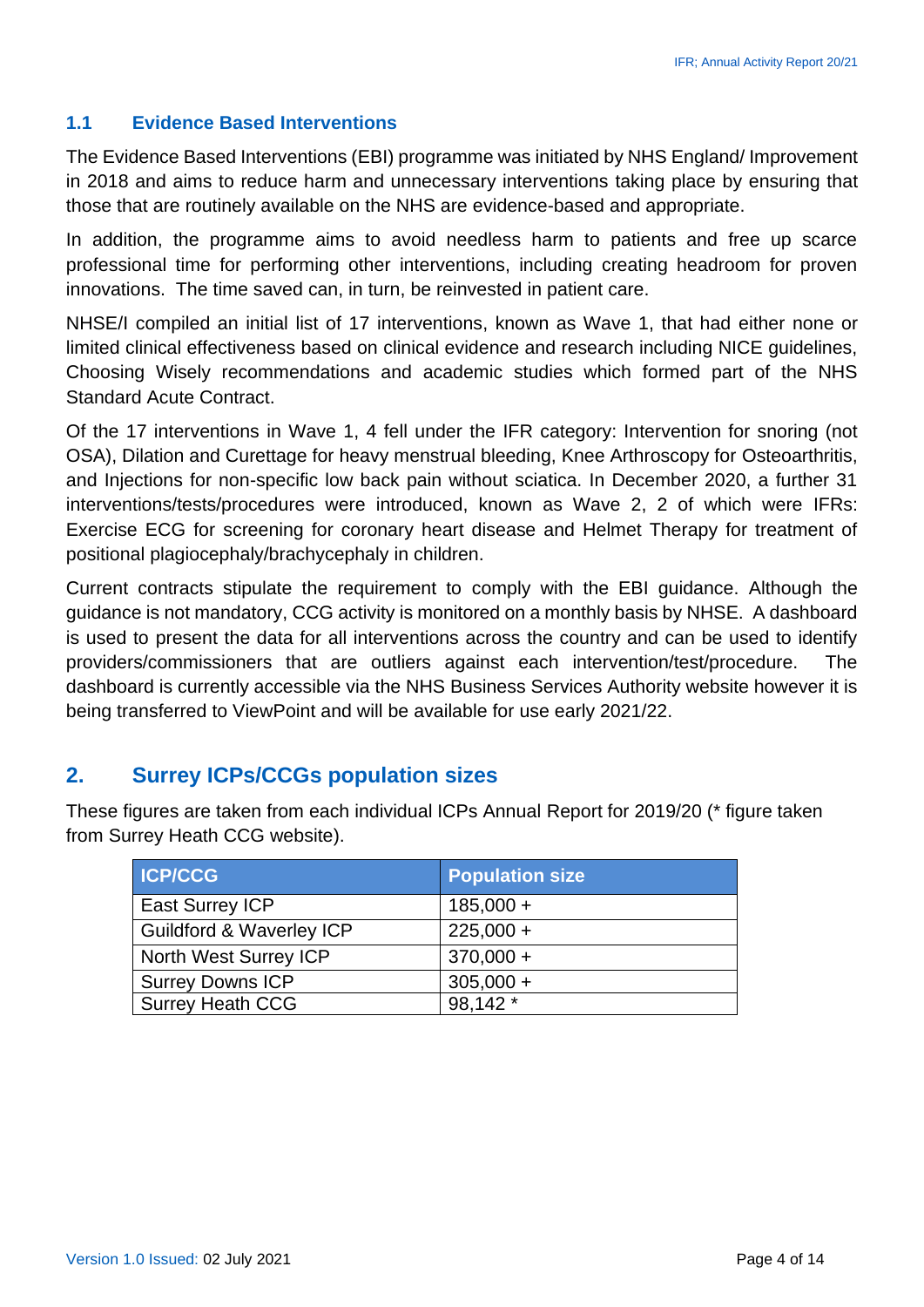### 1.1 Evidence Based Interventions

The Evidence Based Interventions (EBI) programme was initiated by NHS England/ Improvement in 2018 and aims to reduce harm and unnecessary interventions taking place by ensuring that those that are routinely available on the NHS are evidence-based and appropriate.

In addition, the programme aims to avoid needless harm to patients and free up scarce professional time for performing other interventions, including creating headroom for proven innovations. The time saved can, in turn, be reinvested in patient care.

NHSE/I compiled an initial list of 17 interventions, known as Wave 1, that had either none or limited clinical effectiveness based on clinical evidence and research including NICE guidelines, Choosing Wisely recommendations and academic studies which formed part of the NHS Standard Acute Contract.

Of the 17 interventions in Wave 1, 4 fell under the IFR category: Intervention for snoring (not OSA), Dilation and Curettage for heavy menstrual bleeding, Knee Arthroscopy for Osteoarthritis, and Injections for non-specific low back pain without sciatica. In December 2020, a further 31 interventions/tests/procedures were introduced, known as Wave 2, 2 of which were IFRs: Exercise ECG for screening for coronary heart disease and Helmet Therapy for treatment of positional plagiocephaly/brachycephaly in children.

Current contracts stipulate the requirement to comply with the EBI guidance. Although the guidance is not mandatory, CCG activity is monitored on a monthly basis by NHSE. A dashboard is used to present the data for all interventions across the country and can be used to identify providers/commissioners that are outliers against each intervention/test/procedure. The dashboard is currently accessible via the NHS Business Services Authority website however it is being transferred to ViewPoint and will be available for use early 2021/22.

## 2. Surrey ICPs/CCGs population sizes

These figures are taken from each individual ICPs Annual Report for 2019/20 (* figure taken from Surrey Heath CCG website).

| ICP/CCG | Population size |
|---|---|
| East Surrey ICP | 185,000 + |
| Guildford & Waverley ICP | 225,000 + |
| North West Surrey ICP | 370,000 + |
| Surrey Downs ICP | 305,000 + |
| Surrey Heath CCG | 98,142 * |

Version 1.0 Issued: 02 July 2021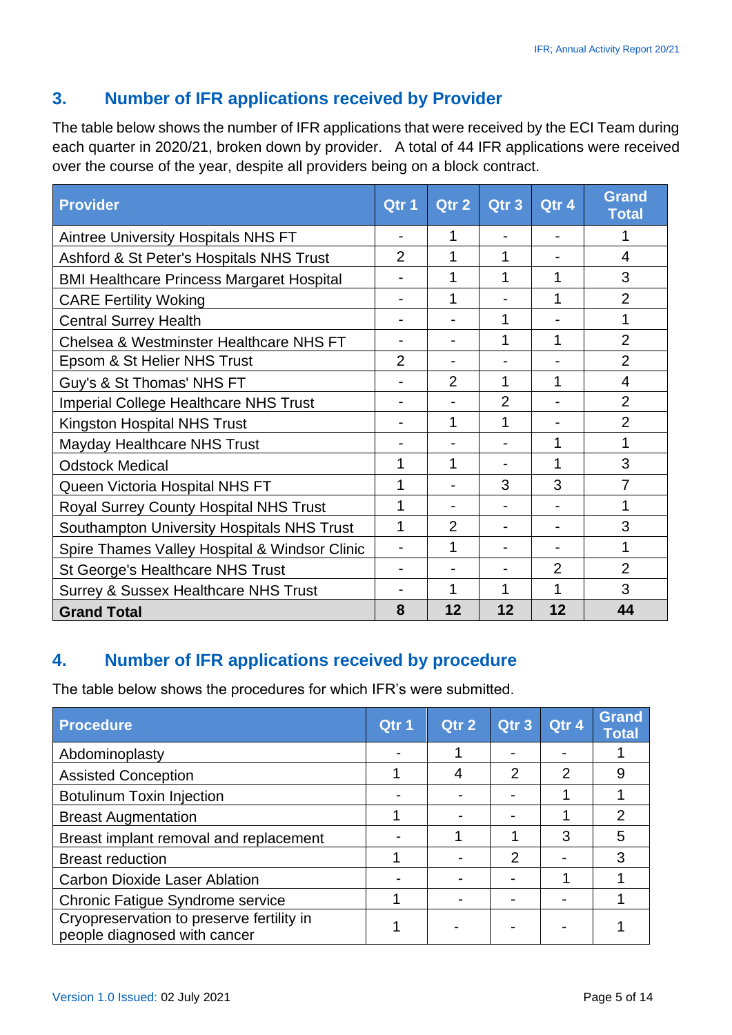## 3. Number of IFR applications received by Provider

The table below shows the number of IFR applications that were received by the ECI Team during each quarter in 2020/21, broken down by provider. A total of 44 IFR applications were received over the course of the year, despite all providers being on a block contract.

| Provider | Qtr 1 | Qtr 2 | Qtr 3 | Qtr 4 | Grand Total |
|---|---|---|---|---|---|
| Aintree University Hospitals NHS FT | - | 1 | - | - | 1 |
| Ashford & St Peter's Hospitals NHS Trust | 2 | 1 | 1 | - | 4 |
| BMI Healthcare Princess Margaret Hospital | - | 1 | 1 | 1 | 3 |
| CARE Fertility Woking | - | 1 | - | 1 | 2 |
| Central Surrey Health | - | - | 1 | - | 1 |
| Chelsea & Westminster Healthcare NHS FT | - | - | 1 | 1 | 2 |
| Epsom & St Helier NHS Trust | 2 | - | - | - | 2 |
| Guy's & St Thomas' NHS FT | - | 2 | 1 | 1 | 4 |
| Imperial College Healthcare NHS Trust | - | - | 2 | - | 2 |
| Kingston Hospital NHS Trust | - | 1 | 1 | - | 2 |
| Mayday Healthcare NHS Trust | - | - | - | 1 | 1 |
| Odstock Medical | 1 | 1 | - | 1 | 3 |
| Queen Victoria Hospital NHS FT | 1 | - | 3 | 3 | 7 |
| Royal Surrey County Hospital NHS Trust | 1 | - | - | - | 1 |
| Southampton University Hospitals NHS Trust | 1 | 2 | - | - | 3 |
| Spire Thames Valley Hospital & Windsor Clinic | - | 1 | - | - | 1 |
| St George's Healthcare NHS Trust | - | - | - | 2 | 2 |
| Surrey & Sussex Healthcare NHS Trust | - | 1 | 1 | 1 | 3 |
| **Grand Total** | **8** | **12** | **12** | **12** | **44** |

## 4. Number of IFR applications received by procedure

The table below shows the procedures for which IFR's were submitted.

| Procedure | Qtr 1 | Qtr 2 | Qtr 3 | Qtr 4 | Grand Total |
|---|---|---|---|---|---|
| Abdominoplasty | - | 1 | - | - | 1 |
| Assisted Conception | 1 | 4 | 2 | 2 | 9 |
| Botulinum Toxin Injection | - | - | - | 1 | 1 |
| Breast Augmentation | 1 | - | - | 1 | 2 |
| Breast implant removal and replacement | - | 1 | 1 | 3 | 5 |
| Breast reduction | 1 | - | 2 | - | 3 |
| Carbon Dioxide Laser Ablation | - | - | - | 1 | 1 |
| Chronic Fatigue Syndrome service | 1 | - | - | - | 1 |
| Cryopreservation to preserve fertility in people diagnosed with cancer | 1 | - | - | - | 1 |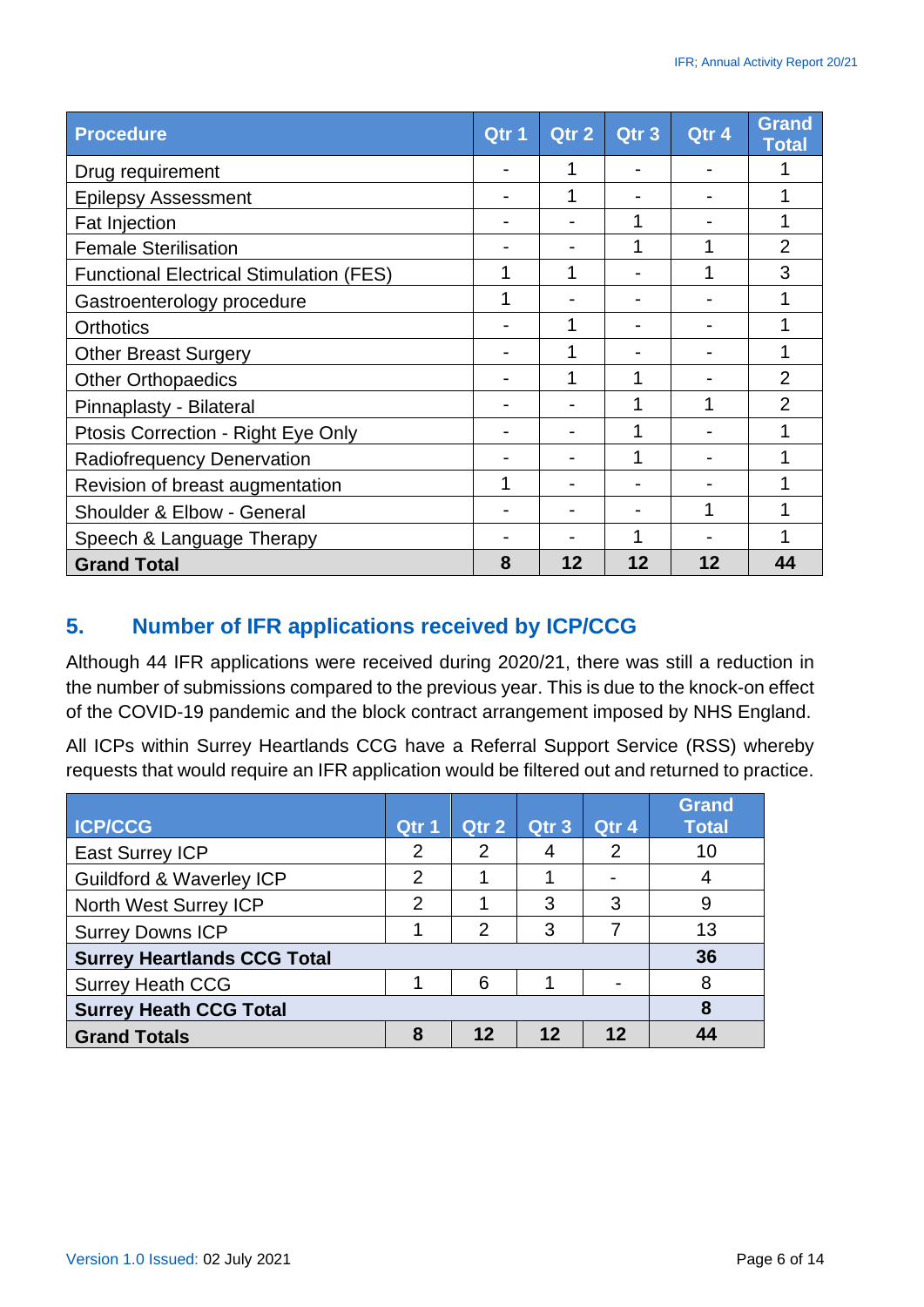| Procedure | Qtr 1 | Qtr 2 | Qtr 3 | Qtr 4 | Grand Total |
|---|---|---|---|---|---|
| Drug requirement | - | 1 | - | - | 1 |
| Epilepsy Assessment | - | 1 | - | - | 1 |
| Fat Injection | - | - | 1 | - | 1 |
| Female Sterilisation | - | - | 1 | 1 | 2 |
| Functional Electrical Stimulation (FES) | 1 | 1 | - | 1 | 3 |
| Gastroenterology procedure | 1 | - | - | - | 1 |
| Orthotics | - | 1 | - | - | 1 |
| Other Breast Surgery | - | 1 | - | - | 1 |
| Other Orthopaedics | - | 1 | 1 | - | 2 |
| Pinnaplasty - Bilateral | - | - | 1 | 1 | 2 |
| Ptosis Correction - Right Eye Only | - | - | 1 | - | 1 |
| Radiofrequency Denervation | - | - | 1 | - | 1 |
| Revision of breast augmentation | 1 | - | - | - | 1 |
| Shoulder & Elbow - General | - | - | - | 1 | 1 |
| Speech & Language Therapy | - | - | 1 | - | 1 |
| **Grand Total** | **8** | **12** | **12** | **12** | **44** |

## 5. Number of IFR applications received by ICP/CCG

Although 44 IFR applications were received during 2020/21, there was still a reduction in the number of submissions compared to the previous year. This is due to the knock-on effect of the COVID-19 pandemic and the block contract arrangement imposed by NHS England.

All ICPs within Surrey Heartlands CCG have a Referral Support Service (RSS) whereby requests that would require an IFR application would be filtered out and returned to practice.

| ICP/CCG | Qtr 1 | Qtr 2 | Qtr 3 | Qtr 4 | Grand Total |
|---|---|---|---|---|---|
| East Surrey ICP | 2 | 2 | 4 | 2 | 10 |
| Guildford & Waverley ICP | 2 | 1 | 1 | - | 4 |
| North West Surrey ICP | 2 | 1 | 3 | 3 | 9 |
| Surrey Downs ICP | 1 | 2 | 3 | 7 | 13 |
| **Surrey Heartlands CCG Total** | | | | | **36** |
| Surrey Heath CCG | 1 | 6 | 1 | - | 8 |
| **Surrey Heath CCG Total** | | | | | **8** |
| **Grand Totals** | **8** | **12** | **12** | **12** | **44** |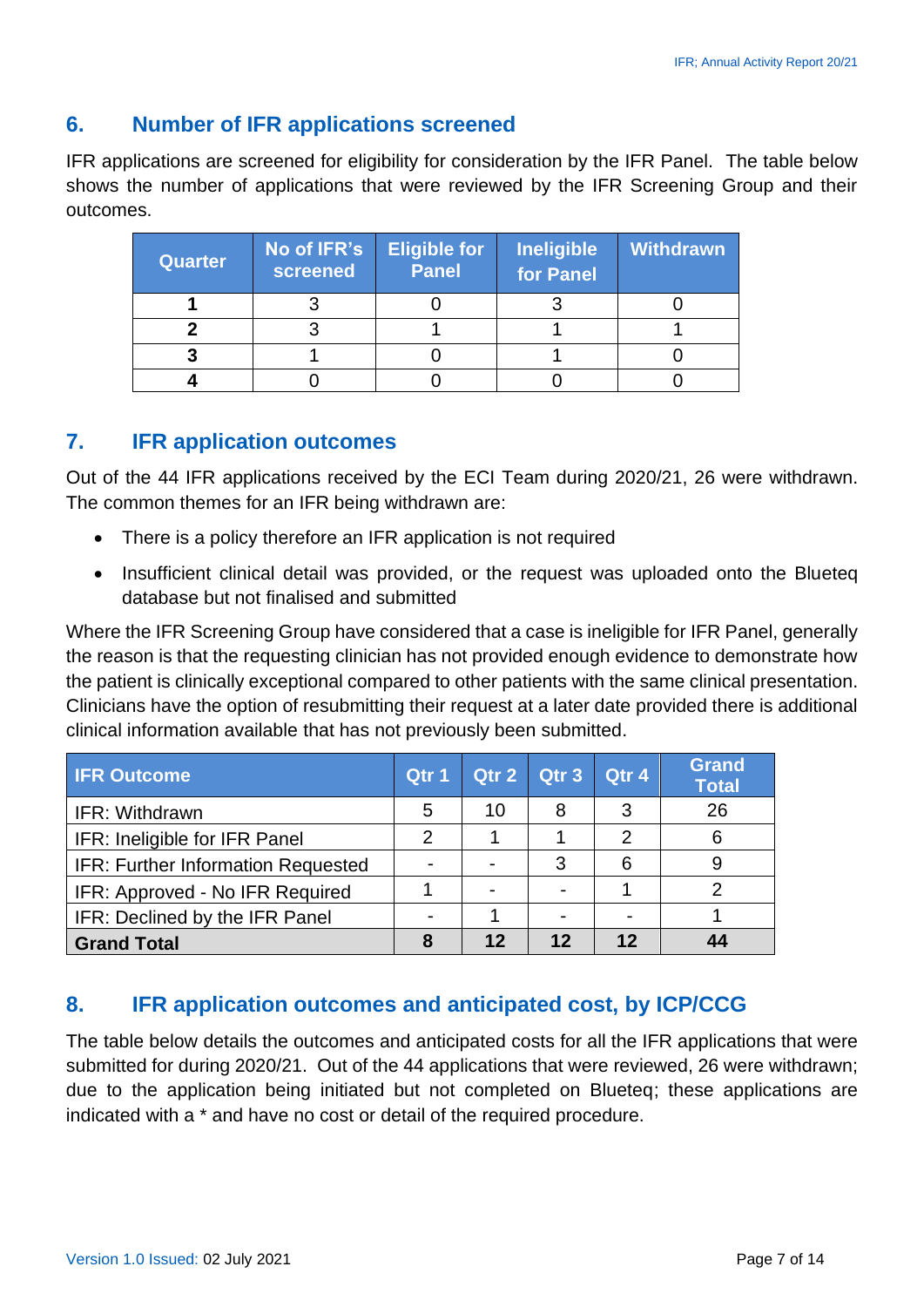## 6. Number of IFR applications screened

IFR applications are screened for eligibility for consideration by the IFR Panel. The table below shows the number of applications that were reviewed by the IFR Screening Group and their outcomes.

| Quarter | No of IFR's screened | Eligible for Panel | Ineligible for Panel | Withdrawn |
|---|---|---|---|---|
| **1** | 3 | 0 | 3 | 0 |
| **2** | 3 | 1 | 1 | 1 |
| **3** | 1 | 0 | 1 | 0 |
| **4** | 0 | 0 | 0 | 0 |

## 7. IFR application outcomes

Out of the 44 IFR applications received by the ECI Team during 2020/21, 26 were withdrawn. The common themes for an IFR being withdrawn are:

- There is a policy therefore an IFR application is not required
- Insufficient clinical detail was provided, or the request was uploaded onto the Blueteq database but not finalised and submitted

Where the IFR Screening Group have considered that a case is ineligible for IFR Panel, generally the reason is that the requesting clinician has not provided enough evidence to demonstrate how the patient is clinically exceptional compared to other patients with the same clinical presentation. Clinicians have the option of resubmitting their request at a later date provided there is additional clinical information available that has not previously been submitted.

| IFR Outcome | Qtr 1 | Qtr 2 | Qtr 3 | Qtr 4 | Grand Total |
|---|---|---|---|---|---|
| IFR: Withdrawn | 5 | 10 | 8 | 3 | 26 |
| IFR: Ineligible for IFR Panel | 2 | 1 | 1 | 2 | 6 |
| IFR: Further Information Requested | - | - | 3 | 6 | 9 |
| IFR: Approved - No IFR Required | 1 | - | - | 1 | 2 |
| IFR: Declined by the IFR Panel | - | 1 | - | - | 1 |
| **Grand Total** | **8** | **12** | **12** | **12** | **44** |

## 8. IFR application outcomes and anticipated cost, by ICP/CCG

The table below details the outcomes and anticipated costs for all the IFR applications that were submitted for during 2020/21. Out of the 44 applications that were reviewed, 26 were withdrawn; due to the application being initiated but not completed on Blueteq; these applications are indicated with a * and have no cost or detail of the required procedure.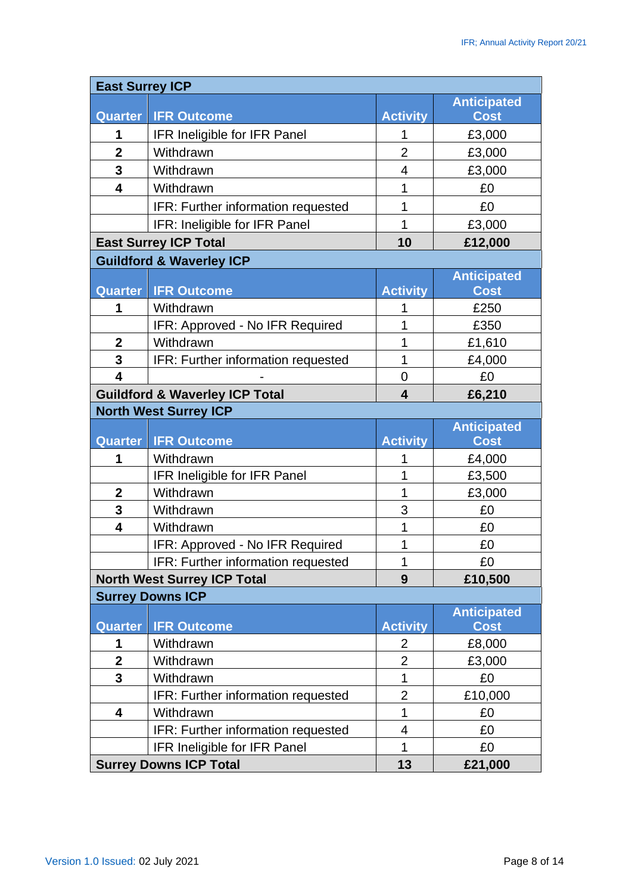| East Surrey ICP | | | |
|---|---|---|---|
| **Quarter** | **IFR Outcome** | **Activity** | **Anticipated Cost** |
| **1** | IFR Ineligible for IFR Panel | 1 | £3,000 |
| **2** | Withdrawn | 2 | £3,000 |
| **3** | Withdrawn | 4 | £3,000 |
| **4** | Withdrawn | 1 | £0 |
| | IFR: Further information requested | 1 | £0 |
| | IFR: Ineligible for IFR Panel | 1 | £3,000 |
| **East Surrey ICP Total** | | **10** | **£12,000** |

| Guildford & Waverley ICP | | | |
|---|---|---|---|
| **Quarter** | **IFR Outcome** | **Activity** | **Anticipated Cost** |
| **1** | Withdrawn | 1 | £250 |
| | IFR: Approved - No IFR Required | 1 | £350 |
| **2** | Withdrawn | 1 | £1,610 |
| **3** | IFR: Further information requested | 1 | £4,000 |
| **4** | - | 0 | £0 |
| **Guildford & Waverley ICP Total** | | **4** | **£6,210** |

| North West Surrey ICP | | | |
|---|---|---|---|
| **Quarter** | **IFR Outcome** | **Activity** | **Anticipated Cost** |
| **1** | Withdrawn | 1 | £4,000 |
| | IFR Ineligible for IFR Panel | 1 | £3,500 |
| **2** | Withdrawn | 1 | £3,000 |
| **3** | Withdrawn | 3 | £0 |
| **4** | Withdrawn | 1 | £0 |
| | IFR: Approved - No IFR Required | 1 | £0 |
| | IFR: Further information requested | 1 | £0 |
| **North West Surrey ICP Total** | | **9** | **£10,500** |

| Surrey Downs ICP | | | |
|---|---|---|---|
| **Quarter** | **IFR Outcome** | **Activity** | **Anticipated Cost** |
| **1** | Withdrawn | 2 | £8,000 |
| **2** | Withdrawn | 2 | £3,000 |
| **3** | Withdrawn | 1 | £0 |
| | IFR: Further information requested | 2 | £10,000 |
| **4** | Withdrawn | 1 | £0 |
| | IFR: Further information requested | 4 | £0 |
| | IFR Ineligible for IFR Panel | 1 | £0 |
| **Surrey Downs ICP Total** | | **13** | **£21,000** |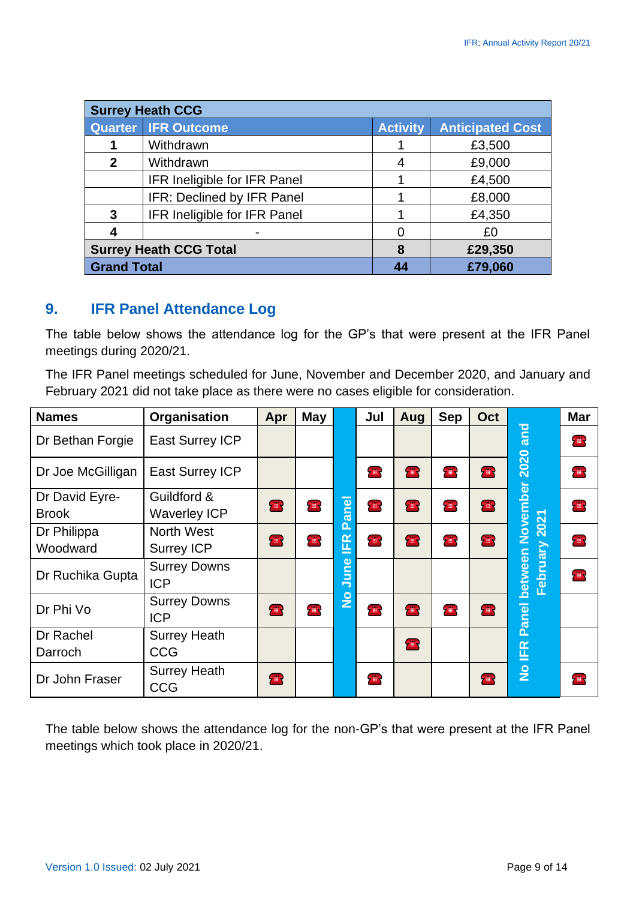| Surey Heath CCG | | | |
|---|---|---|---|
| **Quarter** | **IFR Outcome** | **Activity** | **Anticipated Cost** |
| **1** | Withdrawn | 1 | £3,500 |
| **2** | Withdrawn | 4 | £9,000 |
| | IFR Ineligible for IFR Panel | 1 | £4,500 |
| | IFR: Declined by IFR Panel | 1 | £8,000 |
| **3** | IFR Ineligible for IFR Panel | 1 | £4,350 |
| **4** | - | 0 | £0 |
| **Surrey Heath CCG Total** | | **8** | **£29,350** |
| **Grand Total** | | **44** | **£79,060** |

## 9. IFR Panel Attendance Log

The table below shows the attendance log for the GP's that were present at the IFR Panel meetings during 2020/21.

The IFR Panel meetings scheduled for June, November and December 2020, and January and February 2021 did not take place as there were no cases eligible for consideration.

| Names | Organisation | Apr | May | No June IFR Panel | Jul | Aug | Sep | Oct | No IFR Panel between November 2020 and February 2021 | Mar |
|---|---|---|---|---|---|---|---|---|---|---|
| Dr Bethan Forgie | East Surrey ICP | | | | | | | | | ☎ |
| Dr Joe McGilligan | East Surrey ICP | | | | ☎ | ☎ | ☎ | ☎ | | ☎ |
| Dr David Eyre-Brook | Guildford & Waverley ICP | ☎ | ☎ | | ☎ | ☎ | ☎ | ☎ | | ☎ |
| Dr Philippa Woodward | North West Surrey ICP | ☎ | ☎ | | ☎ | ☎ | ☎ | ☎ | | ☎ |
| Dr Ruchika Gupta | Surrey Downs ICP | | | | | | | | | ☎ |
| Dr Phi Vo | Surrey Downs ICP | ☎ | ☎ | | ☎ | ☎ | ☎ | ☎ | | |
| Dr Rachel Darroch | Surrey Heath CCG | | | | | ☎ | | | | |
| Dr John Fraser | Surrey Heath CCG | ☎ | | | ☎ | | | ☎ | | ☎ |

The table below shows the attendance log for the non-GP's that were present at the IFR Panel meetings which took place in 2020/21.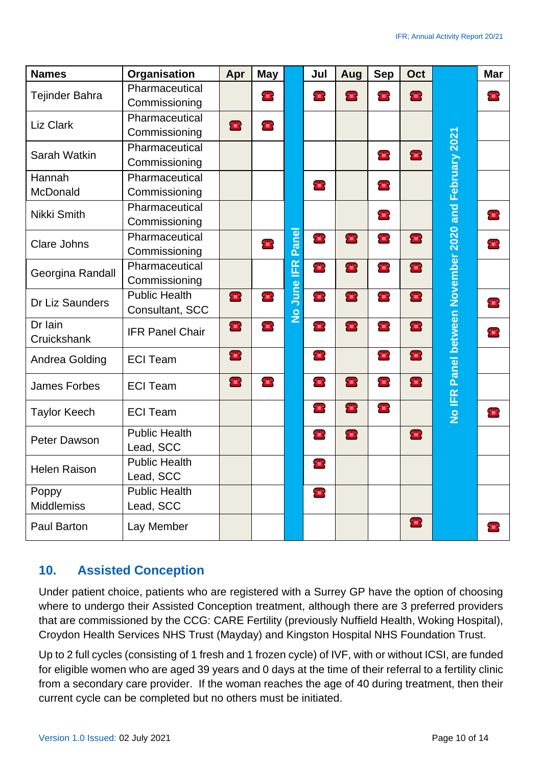| Names | Organisation | Apr | May | No June IFR Panel | Jul | Aug | Sep | Oct | No IFR Panel between November 2020 and February 2021 | Mar |
|---|---|---|---|---|---|---|---|---|---|---|
| Tejinder Bahra | Pharmaceutical Commissioning | | ☎ | | ☎ | ☎ | ☎ | ☎ | | ☎ |
| Liz Clark | Pharmaceutical Commissioning | ☎ | ☎ | | | | | | | |
| Sarah Watkin | Pharmaceutical Commissioning | | | | | | ☎ | ☎ | | |
| Hannah McDonald | Pharmaceutical Commissioning | | | | ☎ | | ☎ | | | |
| Nikki Smith | Pharmaceutical Commissioning | | | | | | ☎ | | | ☎ |
| Clare Johns | Pharmaceutical Commissioning | | ☎ | | ☎ | ☎ | ☎ | ☎ | | ☎ |
| Georgina Randall | Pharmaceutical Commissioning | | | | ☎ | ☎ | ☎ | ☎ | | |
| Dr Liz Saunders | Public Health Consultant, SCC | ☎ | ☎ | | ☎ | ☎ | ☎ | ☎ | | ☎ |
| Dr Iain Cruickshank | IFR Panel Chair | ☎ | ☎ | | ☎ | ☎ | ☎ | ☎ | | ☎ |
| Andrea Golding | ECI Team | ☎ | | | ☎ | | ☎ | ☎ | | |
| James Forbes | ECI Team | ☎ | ☎ | | ☎ | ☎ | ☎ | ☎ | | |
| Taylor Keech | ECI Team | | | | ☎ | ☎ | ☎ | | | ☎ |
| Peter Dawson | Public Health Lead, SCC | | | | ☎ | ☎ | | ☎ | | |
| Helen Raison | Public Health Lead, SCC | | | | ☎ | | | | | |
| Poppy Middlemiss | Public Health Lead, SCC | | | | ☎ | | | | | |
| Paul Barton | Lay Member | | | | | | | ☎ | | ☎ |

## 10. Assisted Conception

Under patient choice, patients who are registered with a Surrey GP have the option of choosing where to undergo their Assisted Conception treatment, although there are 3 preferred providers that are commissioned by the CCG: CARE Fertility (previously Nuffield Health, Woking Hospital), Croydon Health Services NHS Trust (Mayday) and Kingston Hospital NHS Foundation Trust.

Up to 2 full cycles (consisting of 1 fresh and 1 frozen cycle) of IVF, with or without ICSI, are funded for eligible women who are aged 39 years and 0 days at the time of their referral to a fertility clinic from a secondary care provider. If the woman reaches the age of 40 during treatment, then their current cycle can be completed but no others must be initiated.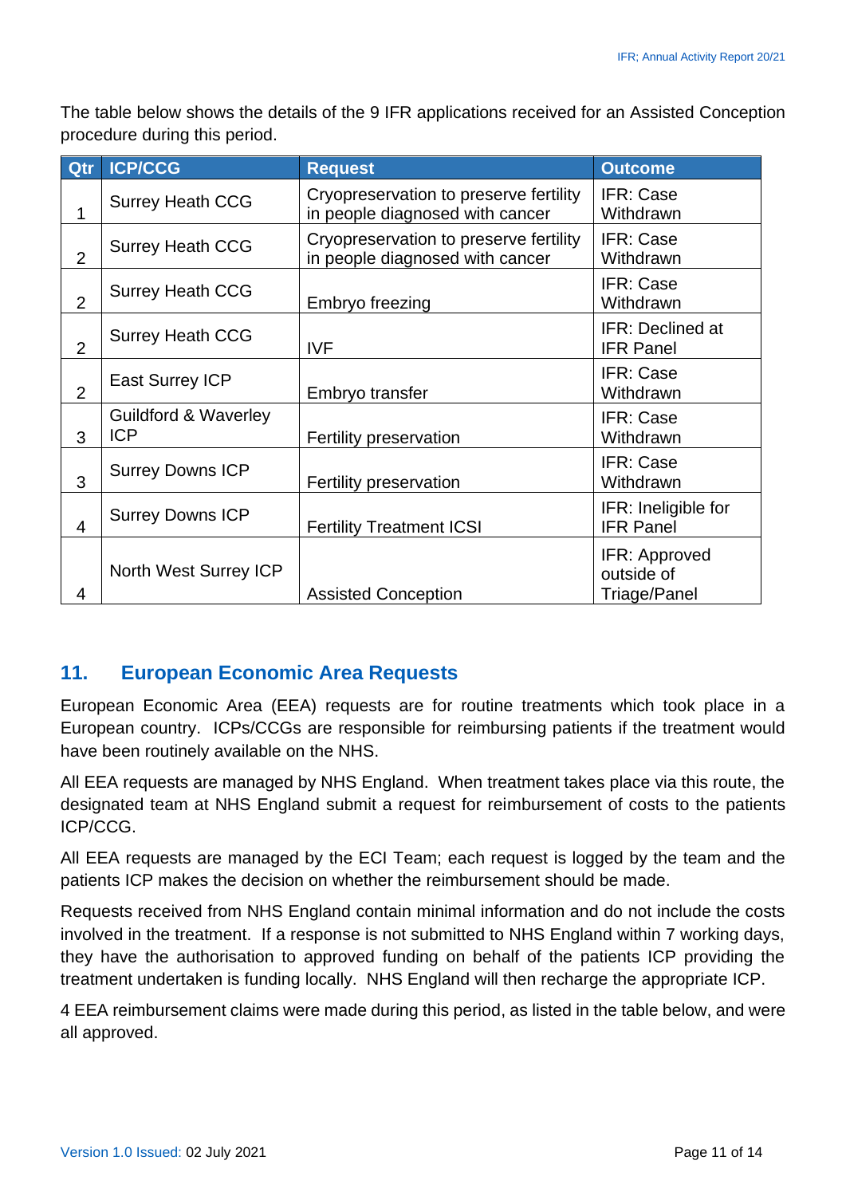The table below shows the details of the 9 IFR applications received for an Assisted Conception procedure during this period.

| Qtr | ICP/CCG | Request | Outcome |
|---|---|---|---|
| 1 | Surrey Heath CCG | Cryopreservation to preserve fertility in people diagnosed with cancer | IFR: Case Withdrawn |
| 2 | Surrey Heath CCG | Cryopreservation to preserve fertility in people diagnosed with cancer | IFR: Case Withdrawn |
| 2 | Surrey Heath CCG | Embryo freezing | IFR: Case Withdrawn |
| 2 | Surrey Heath CCG | IVF | IFR: Declined at IFR Panel |
| 2 | East Surrey ICP | Embryo transfer | IFR: Case Withdrawn |
| 3 | Guildford & Waverley ICP | Fertility preservation | IFR: Case Withdrawn |
| 3 | Surrey Downs ICP | Fertility preservation | IFR: Case Withdrawn |
| 4 | Surrey Downs ICP | Fertility Treatment ICSI | IFR: Ineligible for IFR Panel |
| 4 | North West Surrey ICP | Assisted Conception | IFR: Approved outside of Triage/Panel |

## 11. European Economic Area Requests

European Economic Area (EEA) requests are for routine treatments which took place in a European country. ICPs/CCGs are responsible for reimbursing patients if the treatment would have been routinely available on the NHS.

All EEA requests are managed by NHS England. When treatment takes place via this route, the designated team at NHS England submit a request for reimbursement of costs to the patients ICP/CCG.

All EEA requests are managed by the ECI Team; each request is logged by the team and the patients ICP makes the decision on whether the reimbursement should be made.

Requests received from NHS England contain minimal information and do not include the costs involved in the treatment. If a response is not submitted to NHS England within 7 working days, they have the authorisation to approved funding on behalf of the patients ICP providing the treatment undertaken is funding locally. NHS England will then recharge the appropriate ICP.

4 EEA reimbursement claims were made during this period, as listed in the table below, and were all approved.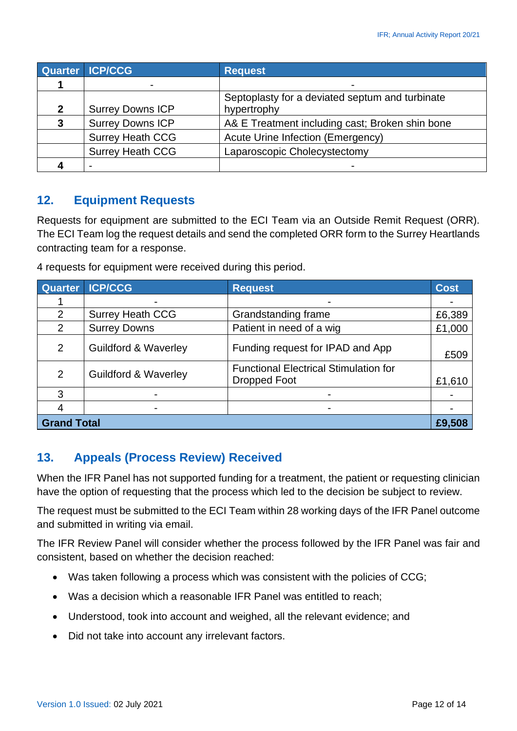| Quarter | ICP/CCG | Request |
|---|---|---|
| **1** | - | - |
| **2** | Surrey Downs ICP | Septoplasty for a deviated septum and turbinate hypertrophy |
| **3** | Surrey Downs ICP | A& E Treatment including cast; Broken shin bone |
| | Surrey Heath CCG | Acute Urine Infection (Emergency) |
| | Surrey Heath CCG | Laparoscopic Cholecystectomy |
| **4** | - | - |

## 12. Equipment Requests

Requests for equipment are submitted to the ECI Team via an Outside Remit Request (ORR). The ECI Team log the request details and send the completed ORR form to the Surrey Heartlands contracting team for a response.

4 requests for equipment were received during this period.

| Quarter | ICP/CCG | Request | Cost |
|---|---|---|---|
| 1 | - | - | - |
| 2 | Surrey Heath CCG | Grandstanding frame | £6,389 |
| 2 | Surrey Downs | Patient in need of a wig | £1,000 |
| 2 | Guildford & Waverley | Funding request for IPAD and App | £509 |
| 2 | Guildford & Waverley | Functional Electrical Stimulation for Dropped Foot | £1,610 |
| 3 | - | - | - |
| 4 | - | - | - |
| **Grand Total** | | | **£9,508** |

## 13. Appeals (Process Review) Received

When the IFR Panel has not supported funding for a treatment, the patient or requesting clinician have the option of requesting that the process which led to the decision be subject to review.

The request must be submitted to the ECI Team within 28 working days of the IFR Panel outcome and submitted in writing via email.

The IFR Review Panel will consider whether the process followed by the IFR Panel was fair and consistent, based on whether the decision reached:

- Was taken following a process which was consistent with the policies of CCG;
- Was a decision which a reasonable IFR Panel was entitled to reach;
- Understood, took into account and weighed, all the relevant evidence; and
- Did not take into account any irrelevant factors.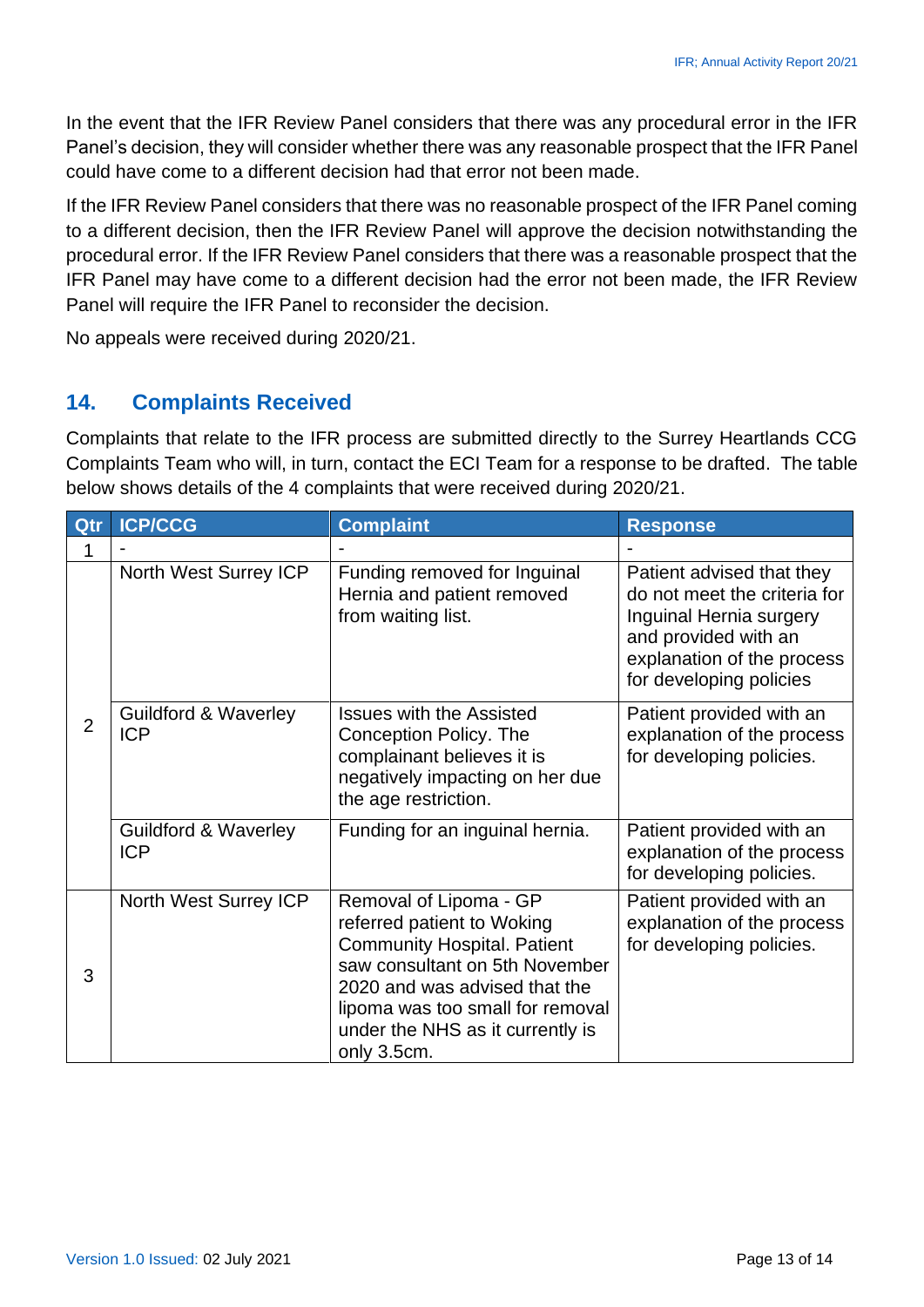In the event that the IFR Review Panel considers that there was any procedural error in the IFR Panel's decision, they will consider whether there was any reasonable prospect that the IFR Panel could have come to a different decision had that error not been made.

If the IFR Review Panel considers that there was no reasonable prospect of the IFR Panel coming to a different decision, then the IFR Review Panel will approve the decision notwithstanding the procedural error. If the IFR Review Panel considers that there was a reasonable prospect that the IFR Panel may have come to a different decision had the error not been made, the IFR Review Panel will require the IFR Panel to reconsider the decision.

No appeals were received during 2020/21.

## 14. Complaints Received

Complaints that relate to the IFR process are submitted directly to the Surrey Heartlands CCG Complaints Team who will, in turn, contact the ECI Team for a response to be drafted. The table below shows details of the 4 complaints that were received during 2020/21.

| Qtr | ICP/CCG | Complaint | Response |
|---|---|---|---|
| 1 | - | - | - |
| 2 | North West Surrey ICP | Funding removed for Inguinal Hernia and patient removed from waiting list. | Patient advised that they do not meet the criteria for Inguinal Hernia surgery and provided with an explanation of the process for developing policies |
| | Guildford & Waverley ICP | Issues with the Assisted Conception Policy. The complainant believes it is negatively impacting on her due the age restriction. | Patient provided with an explanation of the process for developing policies. |
| | Guildford & Waverley ICP | Funding for an inguinal hernia. | Patient provided with an explanation of the process for developing policies. |
| 3 | North West Surrey ICP | Removal of Lipoma - GP referred patient to Woking Community Hospital. Patient saw consultant on 5th November 2020 and was advised that the lipoma was too small for removal under the NHS as it currently is only 3.5cm. | Patient provided with an explanation of the process for developing policies. |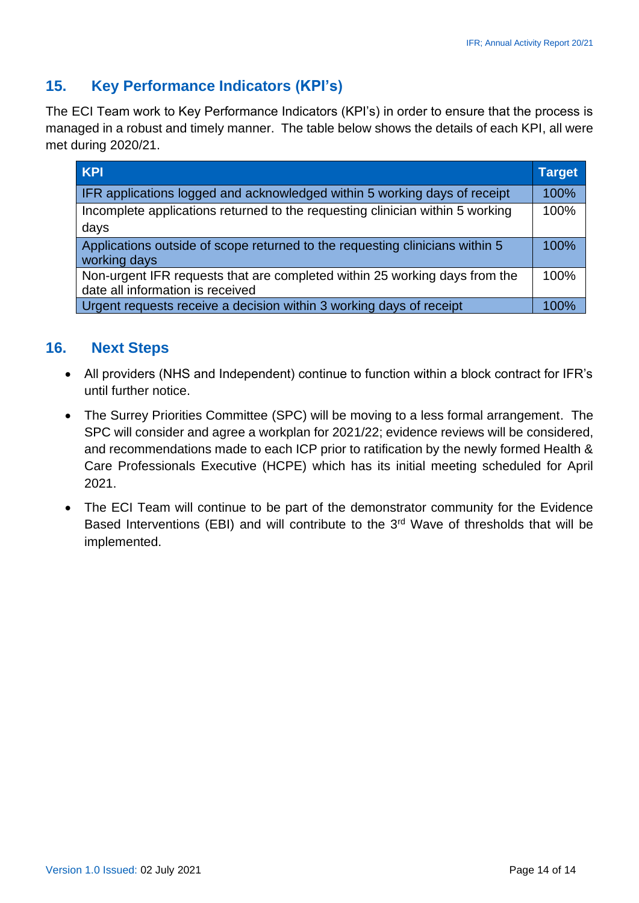## 15. Key Performance Indicators (KPI's)

The ECI Team work to Key Performance Indicators (KPI's) in order to ensure that the process is managed in a robust and timely manner. The table below shows the details of each KPI, all were met during 2020/21.

| KPI | Target |
|---|---|
| IFR applications logged and acknowledged within 5 working days of receipt | 100% |
| Incomplete applications returned to the requesting clinician within 5 working days | 100% |
| Applications outside of scope returned to the requesting clinicians within 5 working days | 100% |
| Non-urgent IFR requests that are completed within 25 working days from the date all information is received | 100% |
| Urgent requests receive a decision within 3 working days of receipt | 100% |

## 16. Next Steps

- All providers (NHS and Independent) continue to function within a block contract for IFR's until further notice.
- The Surrey Priorities Committee (SPC) will be moving to a less formal arrangement. The SPC will consider and agree a workplan for 2021/22; evidence reviews will be considered, and recommendations made to each ICP prior to ratification by the newly formed Health & Care Professionals Executive (HCPE) which has its initial meeting scheduled for April 2021.
- The ECI Team will continue to be part of the demonstrator community for the Evidence Based Interventions (EBI) and will contribute to the 3rd Wave of thresholds that will be implemented.